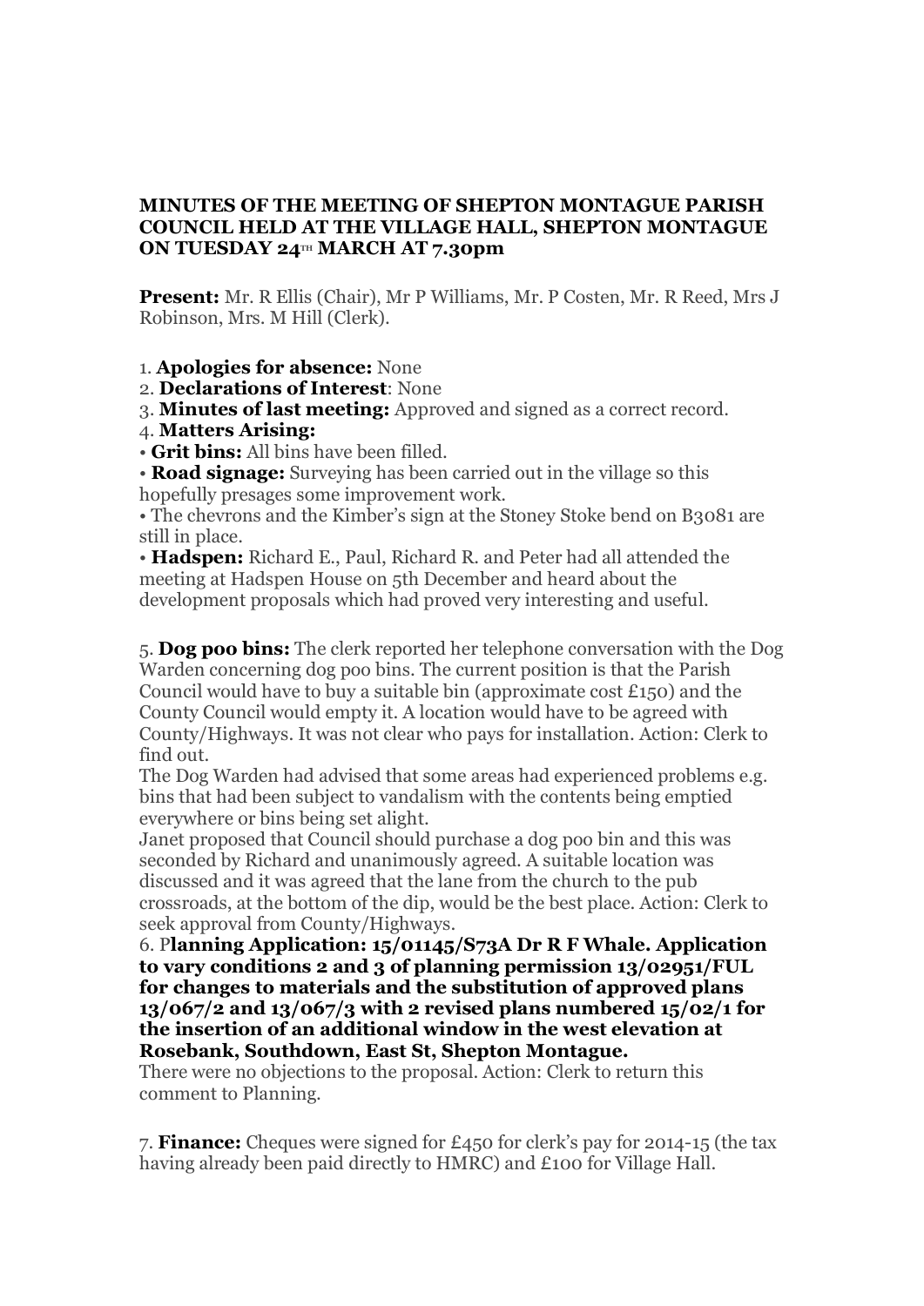**MINUTES OF THE MEETING OF SHEPTON MONTAGUE PARISH COUNCIL HELD AT THE VILLAGE HALL, SHEPTON MONTAGUE ON TUESDAY 24TH MARCH AT 7.30pm**

**Present:** Mr. R Ellis (Chair), Mr P Williams, Mr. P Costen, Mr. R Reed, Mrs J Robinson, Mrs. M Hill (Clerk).

1. **Apologies for absence:** None
2. **Declarations of Interest**: None
3. **Minutes of last meeting:** Approved and signed as a correct record.
4. **Matters Arising:**

- **Grit bins:** All bins have been filled.
- **Road signage:** Surveying has been carried out in the village so this hopefully presages some improvement work.
- The chevrons and the Kimber's sign at the Stoney Stoke bend on B3081 are still in place.
- **Hadspen:** Richard E., Paul, Richard R. and Peter had all attended the meeting at Hadspen House on 5th December and heard about the development proposals which had proved very interesting and useful.

5. **Dog poo bins:** The clerk reported her telephone conversation with the Dog Warden concerning dog poo bins. The current position is that the Parish Council would have to buy a suitable bin (approximate cost £150) and the County Council would empty it. A location would have to be agreed with County/Highways. It was not clear who pays for installation. Action: Clerk to find out.

The Dog Warden had advised that some areas had experienced problems e.g. bins that had been subject to vandalism with the contents being emptied everywhere or bins being set alight.

Janet proposed that Council should purchase a dog poo bin and this was seconded by Richard and unanimously agreed. A suitable location was discussed and it was agreed that the lane from the church to the pub crossroads, at the bottom of the dip, would be the best place. Action: Clerk to seek approval from County/Highways.

6. **Planning Application: 15/01145/S73A Dr R F Whale. Application to vary conditions 2 and 3 of planning permission 13/02951/FUL for changes to materials and the substitution of approved plans 13/067/2 and 13/067/3 with 2 revised plans numbered 15/02/1 for the insertion of an additional window in the west elevation at Rosebank, Southdown, East St, Shepton Montague.**

There were no objections to the proposal. Action: Clerk to return this comment to Planning.

7. **Finance:** Cheques were signed for £450 for clerk's pay for 2014-15 (the tax having already been paid directly to HMRC) and £100 for Village Hall.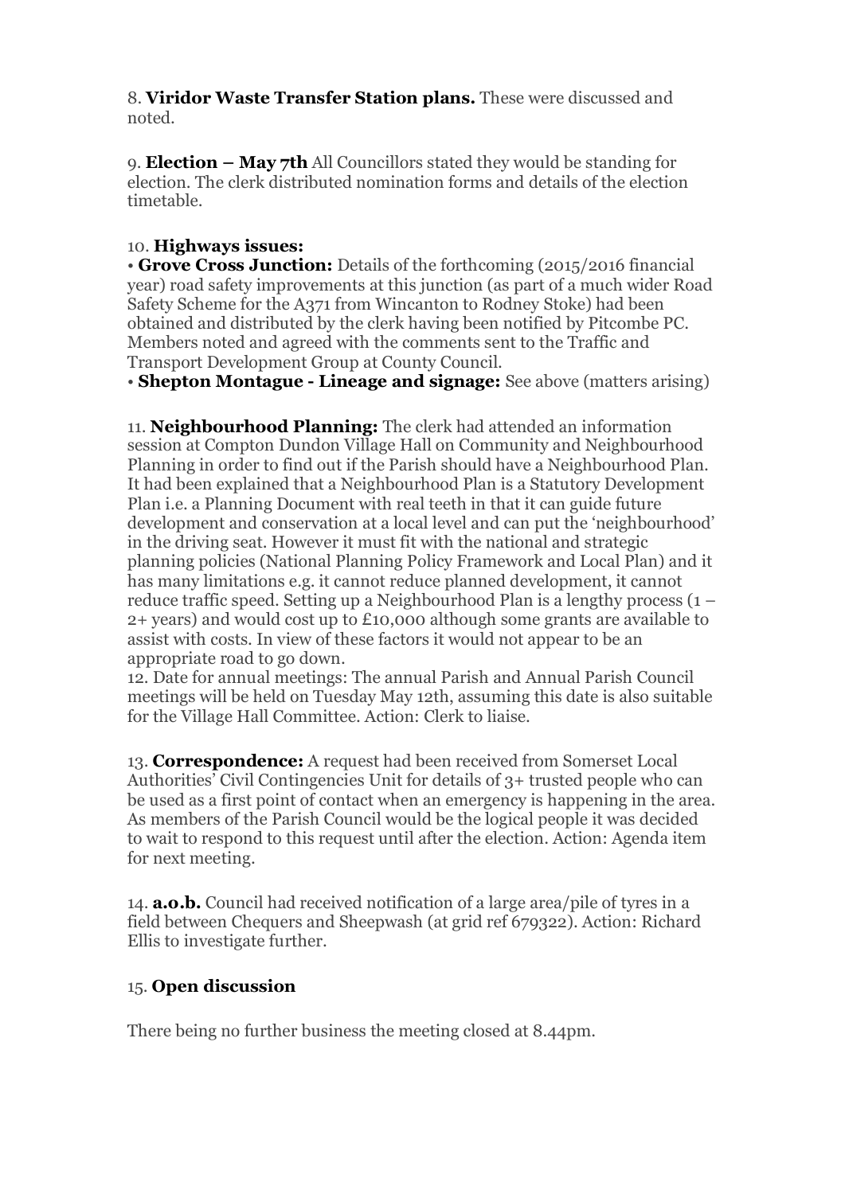8. **Viridor Waste Transfer Station plans.** These were discussed and noted.

9. **Election – May 7th** All Councillors stated they would be standing for election. The clerk distributed nomination forms and details of the election timetable.

10. **Highways issues:**
• **Grove Cross Junction:** Details of the forthcoming (2015/2016 financial year) road safety improvements at this junction (as part of a much wider Road Safety Scheme for the A371 from Wincanton to Rodney Stoke) had been obtained and distributed by the clerk having been notified by Pitcombe PC. Members noted and agreed with the comments sent to the Traffic and Transport Development Group at County Council.
• **Shepton Montague - Lineage and signage:** See above (matters arising)

11. **Neighbourhood Planning:** The clerk had attended an information session at Compton Dundon Village Hall on Community and Neighbourhood Planning in order to find out if the Parish should have a Neighbourhood Plan. It had been explained that a Neighbourhood Plan is a Statutory Development Plan i.e. a Planning Document with real teeth in that it can guide future development and conservation at a local level and can put the 'neighbourhood' in the driving seat. However it must fit with the national and strategic planning policies (National Planning Policy Framework and Local Plan) and it has many limitations e.g. it cannot reduce planned development, it cannot reduce traffic speed. Setting up a Neighbourhood Plan is a lengthy process (1 – 2+ years) and would cost up to £10,000 although some grants are available to assist with costs. In view of these factors it would not appear to be an appropriate road to go down.
12. Date for annual meetings: The annual Parish and Annual Parish Council meetings will be held on Tuesday May 12th, assuming this date is also suitable for the Village Hall Committee. Action: Clerk to liaise.

13. **Correspondence:** A request had been received from Somerset Local Authorities' Civil Contingencies Unit for details of 3+ trusted people who can be used as a first point of contact when an emergency is happening in the area. As members of the Parish Council would be the logical people it was decided to wait to respond to this request until after the election. Action: Agenda item for next meeting.

14. **a.o.b.** Council had received notification of a large area/pile of tyres in a field between Chequers and Sheepwash (at grid ref 679322). Action: Richard Ellis to investigate further.

15. **Open discussion**

There being no further business the meeting closed at 8.44pm.